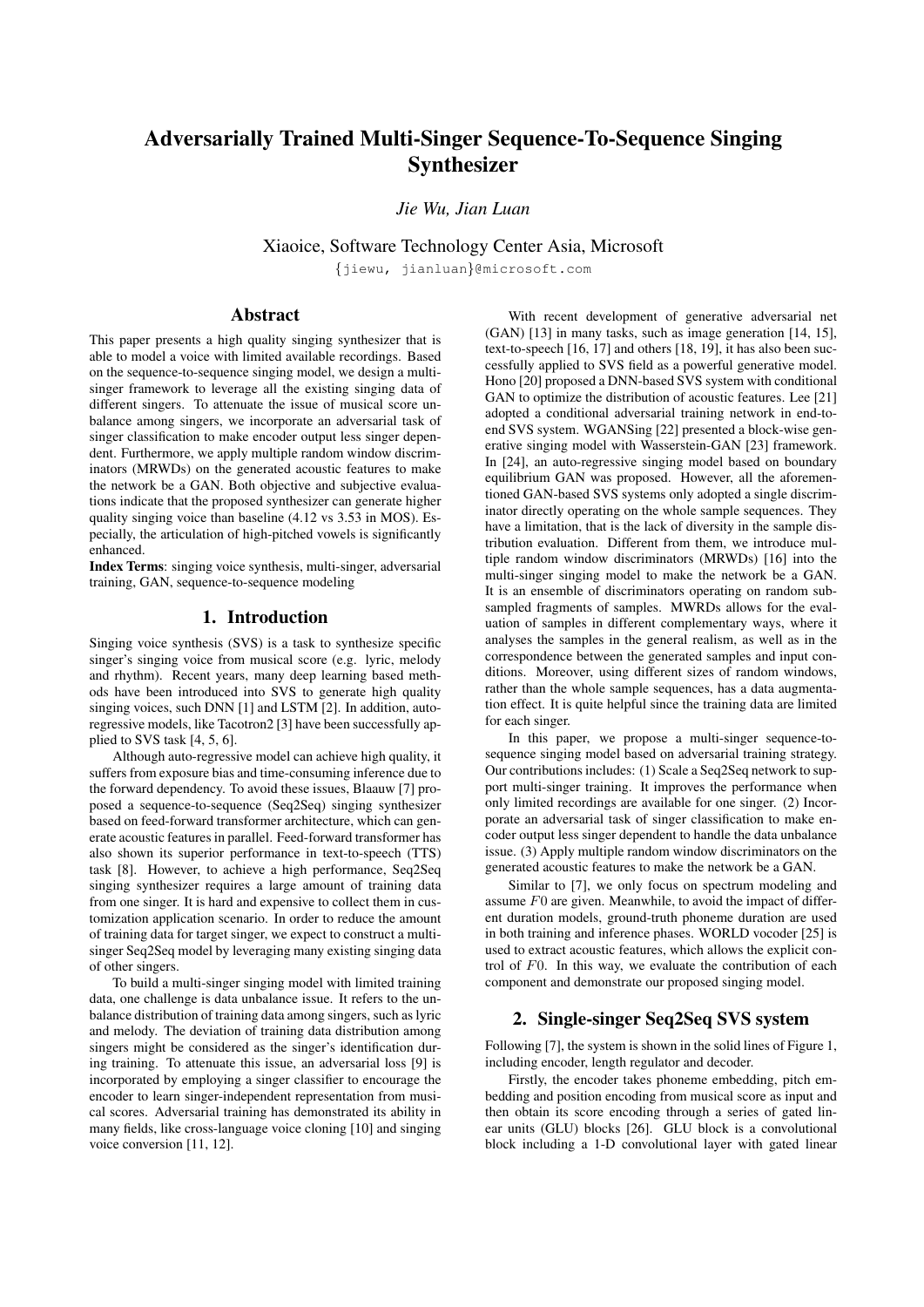# Adversarially Trained Multi-Singer Sequence-To-Sequence Singing Synthesizer

*Jie Wu, Jian Luan*

Xiaoice, Software Technology Center Asia, Microsoft

{jiewu, jianluan}@microsoft.com

## Abstract

This paper presents a high quality singing synthesizer that is able to model a voice with limited available recordings. Based on the sequence-to-sequence singing model, we design a multi-singer framework to leverage all the existing singing data of different singers. To attenuate the issue of musical score unbalance among singers, we incorporate an adversarial task of singer classification to make encoder output less singer dependent. Furthermore, we apply multiple random window discriminators (MRWDs) on the generated acoustic features to make the network be a GAN. Both objective and subjective evaluations indicate that the proposed synthesizer can generate higher quality singing voice than baseline (4.12 vs 3.53 in MOS). Especially, the articulation of high-pitched vowels is significantly enhanced.

**Index Terms**: singing voice synthesis, multi-singer, adversarial training, GAN, sequence-to-sequence modeling

## 1. Introduction

Singing voice synthesis (SVS) is a task to synthesize specific singer's singing voice from musical score (e.g. lyric, melody and rhythm). Recent years, many deep learning based methods have been introduced into SVS to generate high quality singing voices, such DNN [1] and LSTM [2]. In addition, auto-regressive models, like Tacotron2 [3] have been successfully applied to SVS task [4, 5, 6].

Although auto-regressive model can achieve high quality, it suffers from exposure bias and time-consuming inference due to the forward dependency. To avoid these issues, Blaauw [7] proposed a sequence-to-sequence (Seq2Seq) singing synthesizer based on feed-forward transformer architecture, which can generate acoustic features in parallel. Feed-forward transformer has also shown its superior performance in text-to-speech (TTS) task [8]. However, to achieve a high performance, Seq2Seq singing synthesizer requires a large amount of training data from one singer. It is hard and expensive to collect them in customization application scenario. In order to reduce the amount of training data for target singer, we expect to construct a multi-singer Seq2Seq model by leveraging many existing singing data of other singers.

To build a multi-singer singing model with limited training data, one challenge is data unbalance issue. It refers to the unbalance distribution of training data among singers, such as lyric and melody. The deviation of training data distribution among singers might be considered as the singer's identification during training. To attenuate this issue, an adversarial loss [9] is incorporated by employing a singer classifier to encourage the encoder to learn singer-independent representation from musical scores. Adversarial training has demonstrated its ability in many fields, like cross-language voice cloning [10] and singing voice conversion [11, 12].

With recent development of generative adversarial net (GAN) [13] in many tasks, such as image generation [14, 15], text-to-speech [16, 17] and others [18, 19], it has also been successfully applied to SVS field as a powerful generative model. Hono [20] proposed a DNN-based SVS system with conditional GAN to optimize the distribution of acoustic features. Lee [21] adopted a conditional adversarial training network in end-to-end SVS system. WGANSing [22] presented a block-wise generative singing model with Wasserstein-GAN [23] framework. In [24], an auto-regressive singing model based on boundary equilibrium GAN was proposed. However, all the aforementioned GAN-based SVS systems only adopted a single discriminator directly operating on the whole sample sequences. They have a limitation, that is the lack of diversity in the sample distribution evaluation. Different from them, we introduce multiple random window discriminators (MRWDs) [16] into the multi-singer singing model to make the network be a GAN. It is an ensemble of discriminators operating on random sub-sampled fragments of samples. MWRDs allows for the evaluation of samples in different complementary ways, where it analyses the samples in the general realism, as well as in the correspondence between the generated samples and input conditions. Moreover, using different sizes of random windows, rather than the whole sample sequences, has a data augmentation effect. It is quite helpful since the training data are limited for each singer.

In this paper, we propose a multi-singer sequence-to-sequence singing model based on adversarial training strategy. Our contributions includes: (1) Scale a Seq2Seq network to support multi-singer training. It improves the performance when only limited recordings are available for one singer. (2) Incorporate an adversarial task of singer classification to make encoder output less singer dependent to handle the data unbalance issue. (3) Apply multiple random window discriminators on the generated acoustic features to make the network be a GAN.

Similar to [7], we only focus on spectrum modeling and assume $F0$ are given. Meanwhile, to avoid the impact of different duration models, ground-truth phoneme duration are used in both training and inference phases. WORLD vocoder [25] is used to extract acoustic features, which allows the explicit control of $F0$. In this way, we evaluate the contribution of each component and demonstrate our proposed singing model.

## 2. Single-singer Seq2Seq SVS system

Following [7], the system is shown in the solid lines of Figure 1, including encoder, length regulator and decoder.

Firstly, the encoder takes phoneme embedding, pitch embedding and position encoding from musical score as input and then obtain its score encoding through a series of gated linear units (GLU) blocks [26]. GLU block is a convolutional block including a 1-D convolutional layer with gated linear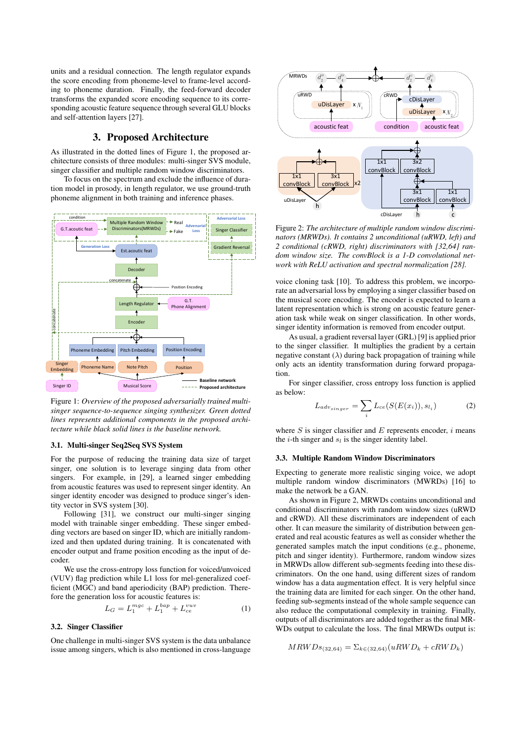units and a residual connection. The length regulator expands the score encoding from phoneme-level to frame-level according to phoneme duration. Finally, the feed-forward decoder transforms the expanded score encoding into its corresponding acoustic feature sequence through several GLU blocks and self-attention layers [27].

## 3. Proposed Architecture

As illustrated in the dotted lines of Figure 1, the proposed architecture consists of three modules: multi-singer SVS module, singer classifier and multiple random window discriminators.

To focus on the spectrum and exclude the influence of duration model in prosody, in length regulator, we use ground-truth phoneme alignment in both training and inference phases.

Figure 1: *Overview of the proposed adversarially trained multi-singer sequence-to-sequence singing synthesizer. Green dotted lines represents additional components in the proposed architecture while black solid lines is the baseline network.*

### 3.1. Multi-singer Seq2Seq SVS System

For the purpose of reducing the training data size of target singer, one solution is to leverage singing data from other singers. For example, in [29], a learned singer embedding from acoustic features was used to represent singer identity. An singer identity encoder was designed to produce singer's identity vector in SVS system [30].

Following [31], we construct our multi-singer singing model with trainable singer embedding. These singer embedding vectors are based on singer ID, which are initially randomized and then updated during training. It is concatenated with encoder output and frame position encoding as the input of decoder.

We use the cross-entropy loss function for voiced/unvoiced (VUV) flag prediction while L1 loss for mel-generalized coefficient (MGC) and band aperiodicity (BAP) prediction. Therefore the generation loss for acoustic features is:

$$L_G = L_1^{mgc} + L_1^{bap} + L_{ce}^{vuv} \tag{1}$$

### 3.2. Singer Classifier

One challenge in multi-singer SVS system is the data unbalance issue among singers, which is also mentioned in cross-language voice cloning task [10]. To address this problem, we incorporate an adversarial loss by employing a singer classifier based on the musical score encoding. The encoder is expected to learn a latent representation which is strong on acoustic feature generation task while weak on singer classification. In other words, singer identity information is removed from encoder output.

As usual, a gradient reversal layer (GRL) [9] is applied prior to the singer classifier. It multiplies the gradient by a certain negative constant ($\lambda$) during back propagation of training while only acts an identity transformation during forward propagation.

For singer classifier, cross entropy loss function is applied as below:

$$L_{adv_{singer}} = \sum_i L_{ce}(S(E(x_i)), s_{l_i}) \tag{2}$$

where $S$ is singer classifier and $E$ represents encoder, $i$ means the $i$-th singer and $s_l$ is the singer identity label.

Figure 2: *The architecture of multiple random window discriminators (MRWDs). It contains 2 unconditional (uRWD, left) and 2 conditional (cRWD, right) discriminators with [32,64] random window size. The convBlock is a 1-D convolutional network with ReLU activation and spectral normalization [28].*

### 3.3. Multiple Random Window Discriminators

Expecting to generate more realistic singing voice, we adopt multiple random window discriminators (MWRDs) [16] to make the network be a GAN.

As shown in Figure 2, MRWDs contains unconditional and conditional discriminators with random window sizes (uRWD and cRWD). All these discriminators are independent of each other. It can measure the similarity of distribution between generated and real acoustic features as well as consider whether the generated samples match the input conditions (e.g., phoneme, pitch and singer identity). Furthermore, random window sizes in MRWDs allow different sub-segments feeding into these discriminators. On the one hand, using different sizes of random window has a data augmentation effect. It is very helpful since the training data are limited for each singer. On the other hand, feeding sub-segments instead of the whole sample sequence can also reduce the computational complexity in training. Finally, outputs of all discriminators are added together as the final MRWDs output to calculate the loss. The final MRWDs output is:

$$MRWDs_{(32,64)} = \Sigma_{k\in(32,64)}(uRWD_k + cRWD_k)$$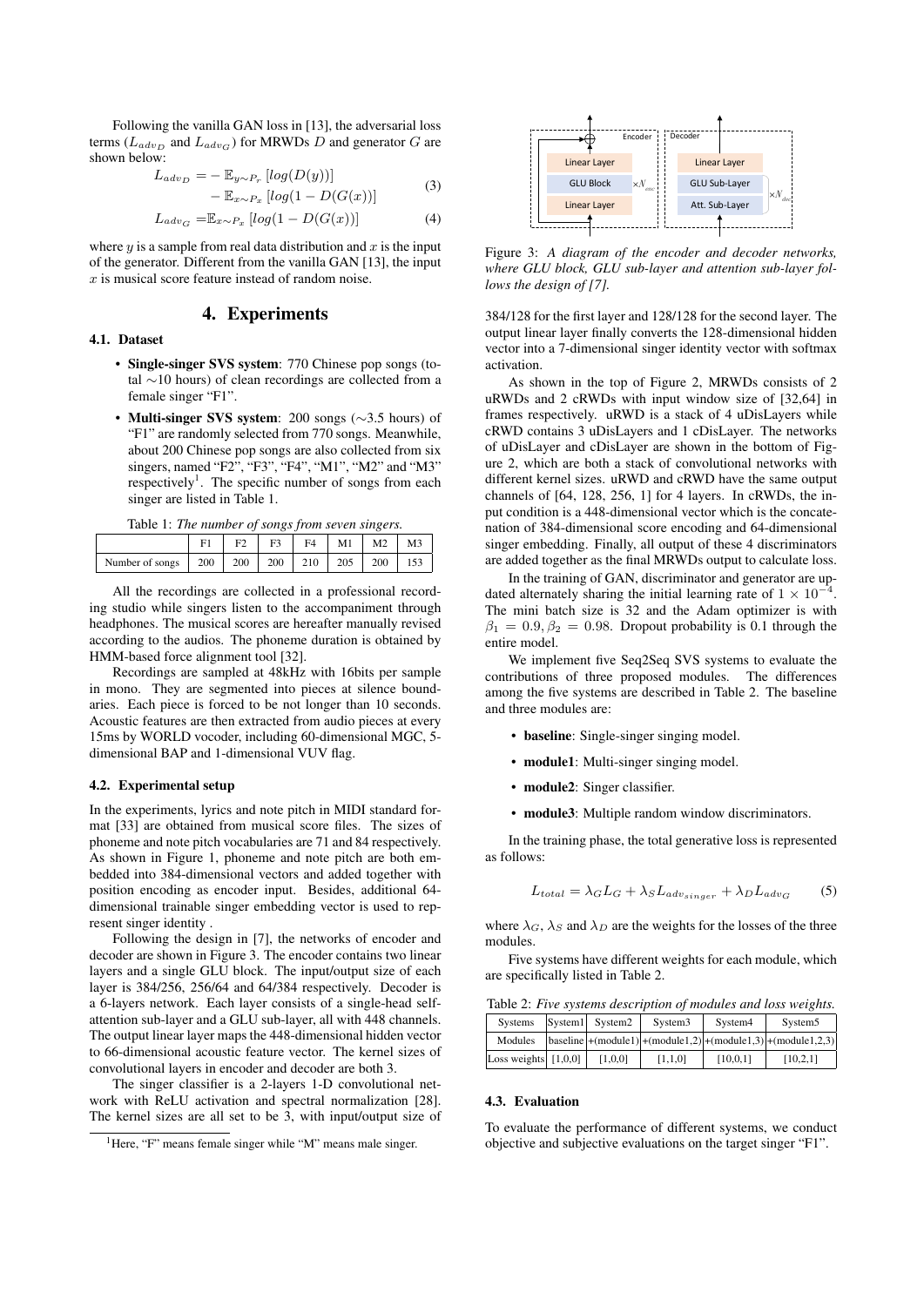Following the vanilla GAN loss in [13], the adversarial loss terms ($L_{adv_D}$ and $L_{adv_G}$) for MRWDs $D$ and generator $G$ are shown below:

$$L_{adv_D} = -\mathbb{E}_{y\sim P_r}\left[log(D(y))\right] - \mathbb{E}_{x\sim P_x}\left[log(1 - D(G(x))\right] \quad (3)$$

$$L_{adv_G} = \mathbb{E}_{x\sim P_x}\left[log(1 - D(G(x))\right] \quad (4)$$

where $y$ is a sample from real data distribution and $x$ is the input of the generator. Different from the vanilla GAN [13], the input $x$ is musical score feature instead of random noise.

# 4. Experiments

## 4.1. Dataset

- **Single-singer SVS system**: 770 Chinese pop songs (total ∼10 hours) of clean recordings are collected from a female singer "F1".
- **Multi-singer SVS system**: 200 songs (∼3.5 hours) of "F1" are randomly selected from 770 songs. Meanwhile, about 200 Chinese pop songs are also collected from six singers, named "F2", "F3", "F4", "M1", "M2" and "M3" respectively[1]. The specific number of songs from each singer are listed in Table 1.

Table 1: *The number of songs from seven singers.*

| | F1 | F2 | F3 | F4 | M1 | M2 | M3 |
|---|---|---|---|---|---|---|---|
| Number of songs | 200 | 200 | 200 | 210 | 205 | 200 | 153 |

All the recordings are collected in a professional recording studio while singers listen to the accompaniment through headphones. The musical scores are hereafter manually revised according to the audios. The phoneme duration is obtained by HMM-based force alignment tool [32].

Recordings are sampled at 48kHz with 16bits per sample in mono. They are segmented into pieces at silence boundaries. Each piece is forced to be not longer than 10 seconds. Acoustic features are then extracted from audio pieces at every 15ms by WORLD vocoder, including 60-dimensional MGC, 5-dimensional BAP and 1-dimensional VUV flag.

## 4.2. Experimental setup

In the experiments, lyrics and note pitch in MIDI standard format [33] are obtained from musical score files. The sizes of phoneme and note pitch vocabularies are 71 and 84 respectively. As shown in Figure 1, phoneme and note pitch are both embedded into 384-dimensional vectors and added together with position encoding as encoder input. Besides, additional 64-dimensional trainable singer embedding vector is used to represent singer identity .

Following the design in [7], the networks of encoder and decoder are shown in Figure 3. The encoder contains two linear layers and a single GLU block. The input/output size of each layer is 384/256, 256/64 and 64/384 respectively. Decoder is a 6-layers network. Each layer consists of a single-head self-attention sub-layer and a GLU sub-layer, all with 448 channels. The output linear layer maps the 448-dimensional hidden vector to 66-dimensional acoustic feature vector. The kernel sizes of convolutional layers in encoder and decoder are both 3.

The singer classifier is a 2-layers 1-D convolutional network with ReLU activation and spectral normalization [28]. The kernel sizes are all set to be 3, with input/output size of 384/128 for the first layer and 128/128 for the second layer. The output linear layer finally converts the 128-dimensional hidden vector into a 7-dimensional singer identity vector with softmax activation.

Figure 3: *A diagram of the encoder and decoder networks, where GLU block, GLU sub-layer and attention sub-layer follows the design of [7].*

As shown in the top of Figure 2, MRWDs consists of 2 uRWDs and 2 cRWDs with input window size of [32,64] in frames respectively. uRWD is a stack of 4 uDisLayers while cRWD contains 3 uDisLayers and 1 cDisLayer. The networks of uDisLayer and cDisLayer are shown in the bottom of Figure 2, which are both a stack of convolutional networks with different kernel sizes. uRWD and cRWD have the same output channels of [64, 128, 256, 1] for 4 layers. In cRWDs, the input condition is a 448-dimensional vector which is the concatenation of 384-dimensional score encoding and 64-dimensional singer embedding. Finally, all output of these 4 discriminators are added together as the final MRWDs output to calculate loss.

In the training of GAN, discriminator and generator are updated alternately sharing the initial learning rate of $1 \times 10^{-4}$. The mini batch size is 32 and the Adam optimizer is with $\beta_1 = 0.9, \beta_2 = 0.98$. Dropout probability is 0.1 through the entire model.

We implement five Seq2Seq SVS systems to evaluate the contributions of three proposed modules. The differences among the five systems are described in Table 2. The baseline and three modules are:

- **baseline**: Single-singer singing model.
- **module1**: Multi-singer singing model.
- **module2**: Singer classifier.
- **module3**: Multiple random window discriminators.

In the training phase, the total generative loss is represented as follows:

$$L_{total} = \lambda_G L_G + \lambda_S L_{adv_{singer}} + \lambda_D L_{adv_G} \quad (5)$$

where $\lambda_G$, $\lambda_S$ and $\lambda_D$ are the weights for the losses of the three modules.

Five systems have different weights for each module, which are specifically listed in Table 2.

Table 2: *Five systems description of modules and loss weights.*

| Systems | System1 | System2 | System3 | System4 | System5 |
|---|---|---|---|---|---|
| Modules | baseline | +(module1) | +(module1,2) | +(module1,3) | +(module1,2,3) |
| Loss weights | [1,0,0] | [1,0,0] | [1,1,0] | [10,0,1] | [10,2,1] |

## 4.3. Evaluation

To evaluate the performance of different systems, we conduct objective and subjective evaluations on the target singer "F1".

[1] Here, "F" means female singer while "M" means male singer.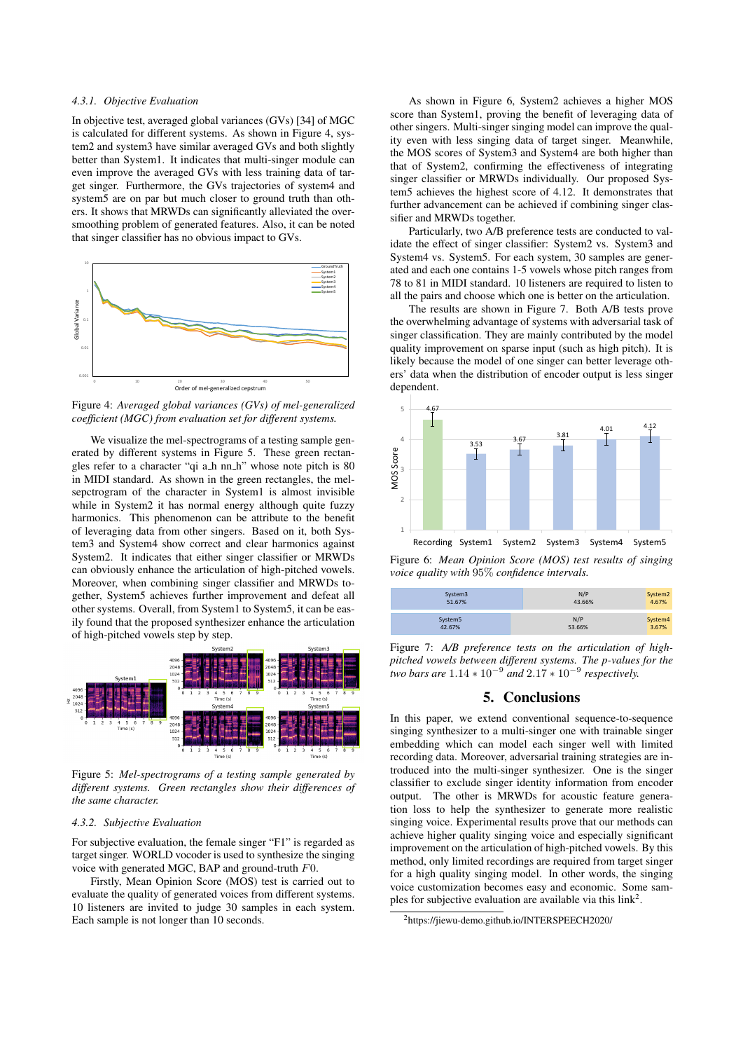#### 4.3.1. Objective Evaluation

In objective test, averaged global variances (GVs) [34] of MGC is calculated for different systems. As shown in Figure 4, system2 and system3 have similar averaged GVs and both slightly better than System1. It indicates that multi-singer module can even improve the averaged GVs with less training data of target singer. Furthermore, the GVs trajectories of system4 and system5 are on par but much closer to ground truth than others. It shows that MRWDs can significantly alleviated the over-smoothing problem of generated features. Also, it can be noted that singer classifier has no obvious impact to GVs.

Figure 4: *Averaged global variances (GVs) of mel-generalized coefficient (MGC) from evaluation set for different systems.*

We visualize the mel-spectrograms of a testing sample generated by different systems in Figure 5. These green rectangles refer to a character "qi a_h nn_h" whose note pitch is 80 in MIDI standard. As shown in the green rectangles, the mel-sepctrogram of the character in System1 is almost invisible while in System2 it has normal energy although quite fuzzy harmonics. This phenomenon can be attribute to the benefit of leveraging data from other singers. Based on it, both System3 and System4 show correct and clear harmonics against System2. It indicates that either singer classifier or MRWDs can obviously enhance the articulation of high-pitched vowels. Moreover, when combining singer classifier and MRWDs together, System5 achieves further improvement and defeat all other systems. Overall, from System1 to System5, it can be easily found that the proposed synthesizer enhance the articulation of high-pitched vowels step by step.

Figure 5: *Mel-spectrograms of a testing sample generated by different systems. Green rectangles show their differences of the same character.*

#### 4.3.2. Subjective Evaluation

For subjective evaluation, the female singer "F1" is regarded as target singer. WORLD vocoder is used to synthesize the singing voice with generated MGC, BAP and ground-truth $F0$.

Firstly, Mean Opinion Score (MOS) test is carried out to evaluate the quality of generated voices from different systems. 10 listeners are invited to judge 30 samples in each system. Each sample is not longer than 10 seconds.

As shown in Figure 6, System2 achieves a higher MOS score than System1, proving the benefit of leveraging data of other singers. Multi-singer singing model can improve the quality even with less singing data of target singer. Meanwhile, the MOS scores of System3 and System4 are both higher than that of System2, confirming the effectiveness of integrating singer classifier or MRWDs individually. Our proposed System5 achieves the highest score of 4.12. It demonstrates that further advancement can be achieved if combining singer classifier and MRWDs together.

Particularly, two A/B preference tests are conducted to validate the effect of singer classifier: System2 vs. System3 and System4 vs. System5. For each system, 30 samples are generated and each one contains 1-5 vowels whose pitch ranges from 78 to 81 in MIDI standard. 10 listeners are required to listen to all the pairs and choose which one is better on the articulation.

The results are shown in Figure 7. Both A/B tests prove the overwhelming advantage of systems with adversarial task of singer classification. They are mainly contributed by the model quality improvement on sparse input (such as high pitch). It is likely because the model of one singer can better leverage others' data when the distribution of encoder output is less singer dependent.

| System | Recording | System1 | System2 | System3 | System4 | System5 |
|---|---|---|---|---|---|---|
| MOS Score | 4.67 | 3.53 | 3.67 | 3.81 | 4.01 | 4.12 |

Figure 6: *Mean Opinion Score (MOS) test results of singing voice quality with 95% confidence intervals.*

| | | |
|---|---|---|
| System3 51.67% | N/P 43.66% | System2 4.67% |
| System5 42.67% | N/P 53.66% | System4 3.67% |

Figure 7: *A/B preference tests on the articulation of high-pitched vowels between different systems. The p-values for the two bars are $1.14 * 10^{-9}$ and $2.17 * 10^{-9}$ respectively.*

## 5. Conclusions

In this paper, we extend conventional sequence-to-sequence singing synthesizer to a multi-singer one with trainable singer embedding which can model each singer well with limited recording data. Moreover, adversarial training strategies are introduced into the multi-singer synthesizer. One is the singer classifier to exclude singer identity information from encoder output. The other is MRWDs for acoustic feature generation loss to help the synthesizer to generate more realistic singing voice. Experimental results prove that our methods can achieve higher quality singing voice and especially significant improvement on the articulation of high-pitched vowels. By this method, only limited recordings are required from target singer for a high quality singing model. In other words, the singing voice customization becomes easy and economic. Some samples for subjective evaluation are available via this link[2].

[2] https://jiewu-demo.github.io/INTERSPEECH2020/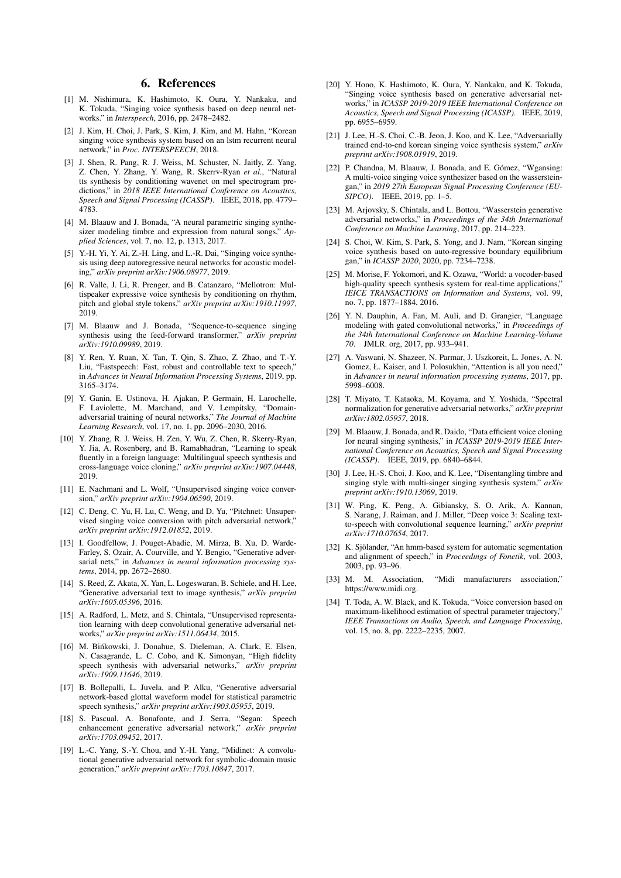## 6. References

[1] M. Nishimura, K. Hashimoto, K. Oura, Y. Nankaku, and K. Tokuda, "Singing voice synthesis based on deep neural networks." in *Interspeech*, 2016, pp. 2478–2482.

[2] J. Kim, H. Choi, J. Park, S. Kim, J. Kim, and M. Hahn, "Korean singing voice synthesis system based on an lstm recurrent neural network," in *Proc. INTERSPEECH*, 2018.

[3] J. Shen, R. Pang, R. J. Weiss, M. Schuster, N. Jaitly, Z. Yang, Z. Chen, Y. Zhang, Y. Wang, R. Skerrv-Ryan *et al.*, "Natural tts synthesis by conditioning wavenet on mel spectrogram predictions," in *2018 IEEE International Conference on Acoustics, Speech and Signal Processing (ICASSP)*. IEEE, 2018, pp. 4779–4783.

[4] M. Blaauw and J. Bonada, "A neural parametric singing synthesizer modeling timbre and expression from natural songs," *Applied Sciences*, vol. 7, no. 12, p. 1313, 2017.

[5] Y.-H. Yi, Y. Ai, Z.-H. Ling, and L.-R. Dai, "Singing voice synthesis using deep autoregressive neural networks for acoustic modeling," *arXiv preprint arXiv:1906.08977*, 2019.

[6] R. Valle, J. Li, R. Prenger, and B. Catanzaro, "Mellotron: Multispeaker expressive voice synthesis by conditioning on rhythm, pitch and global style tokens," *arXiv preprint arXiv:1910.11997*, 2019.

[7] M. Blaauw and J. Bonada, "Sequence-to-sequence singing synthesis using the feed-forward transformer," *arXiv preprint arXiv:1910.09989*, 2019.

[8] Y. Ren, Y. Ruan, X. Tan, T. Qin, S. Zhao, Z. Zhao, and T.-Y. Liu, "Fastspeech: Fast, robust and controllable text to speech," in *Advances in Neural Information Processing Systems*, 2019, pp. 3165–3174.

[9] Y. Ganin, E. Ustinova, H. Ajakan, P. Germain, H. Larochelle, F. Laviolette, M. Marchand, and V. Lempitsky, "Domain-adversarial training of neural networks," *The Journal of Machine Learning Research*, vol. 17, no. 1, pp. 2096–2030, 2016.

[10] Y. Zhang, R. J. Weiss, H. Zen, Y. Wu, Z. Chen, R. Skerry-Ryan, Y. Jia, A. Rosenberg, and B. Ramabhadran, "Learning to speak fluently in a foreign language: Multilingual speech synthesis and cross-language voice cloning," *arXiv preprint arXiv:1907.04448*, 2019.

[11] E. Nachmani and L. Wolf, "Unsupervised singing voice conversion," *arXiv preprint arXiv:1904.06590*, 2019.

[12] C. Deng, C. Yu, H. Lu, C. Weng, and D. Yu, "Pitchnet: Unsupervised singing voice conversion with pitch adversarial network," *arXiv preprint arXiv:1912.01852*, 2019.

[13] I. Goodfellow, J. Pouget-Abadie, M. Mirza, B. Xu, D. Warde-Farley, S. Ozair, A. Courville, and Y. Bengio, "Generative adversarial nets," in *Advances in neural information processing systems*, 2014, pp. 2672–2680.

[14] S. Reed, Z. Akata, X. Yan, L. Logeswaran, B. Schiele, and H. Lee, "Generative adversarial text to image synthesis," *arXiv preprint arXiv:1605.05396*, 2016.

[15] A. Radford, L. Metz, and S. Chintala, "Unsupervised representation learning with deep convolutional generative adversarial networks," *arXiv preprint arXiv:1511.06434*, 2015.

[16] M. Bińkowski, J. Donahue, S. Dieleman, A. Clark, E. Elsen, N. Casagrande, L. C. Cobo, and K. Simonyan, "High fidelity speech synthesis with adversarial networks," *arXiv preprint arXiv:1909.11646*, 2019.

[17] B. Bollepalli, L. Juvela, and P. Alku, "Generative adversarial network-based glottal waveform model for statistical parametric speech synthesis," *arXiv preprint arXiv:1903.05955*, 2019.

[18] S. Pascual, A. Bonafonte, and J. Serra, "Segan: Speech enhancement generative adversarial network," *arXiv preprint arXiv:1703.09452*, 2017.

[19] L.-C. Yang, S.-Y. Chou, and Y.-H. Yang, "Midinet: A convolutional generative adversarial network for symbolic-domain music generation," *arXiv preprint arXiv:1703.10847*, 2017.

[20] Y. Hono, K. Hashimoto, K. Oura, Y. Nankaku, and K. Tokuda, "Singing voice synthesis based on generative adversarial networks," in *ICASSP 2019-2019 IEEE International Conference on Acoustics, Speech and Signal Processing (ICASSP)*. IEEE, 2019, pp. 6955–6959.

[21] J. Lee, H.-S. Choi, C.-B. Jeon, J. Koo, and K. Lee, "Adversarially trained end-to-end korean singing voice synthesis system," *arXiv preprint arXiv:1908.01919*, 2019.

[22] P. Chandna, M. Blaauw, J. Bonada, and E. Gómez, "Wgansing: A multi-voice singing voice synthesizer based on the wasserstein-gan," in *2019 27th European Signal Processing Conference (EUSIPCO)*. IEEE, 2019, pp. 1–5.

[23] M. Arjovsky, S. Chintala, and L. Bottou, "Wasserstein generative adversarial networks," in *Proceedings of the 34th International Conference on Machine Learning*, 2017, pp. 214–223.

[24] S. Choi, W. Kim, S. Park, S. Yong, and J. Nam, "Korean singing voice synthesis based on auto-regressive boundary equilibrium gan," in *ICASSP 2020*, 2020, pp. 7234–7238.

[25] M. Morise, F. Yokomori, and K. Ozawa, "World: a vocoder-based high-quality speech synthesis system for real-time applications," *IEICE TRANSACTIONS on Information and Systems*, vol. 99, no. 7, pp. 1877–1884, 2016.

[26] Y. N. Dauphin, A. Fan, M. Auli, and D. Grangier, "Language modeling with gated convolutional networks," in *Proceedings of the 34th International Conference on Machine Learning-Volume 70*. JMLR. org, 2017, pp. 933–941.

[27] A. Vaswani, N. Shazeer, N. Parmar, J. Uszkoreit, L. Jones, A. N. Gomez, Ł. Kaiser, and I. Polosukhin, "Attention is all you need," in *Advances in neural information processing systems*, 2017, pp. 5998–6008.

[28] T. Miyato, T. Kataoka, M. Koyama, and Y. Yoshida, "Spectral normalization for generative adversarial networks," *arXiv preprint arXiv:1802.05957*, 2018.

[29] M. Blaauw, J. Bonada, and R. Daido, "Data efficient voice cloning for neural singing synthesis," in *ICASSP 2019-2019 IEEE International Conference on Acoustics, Speech and Signal Processing (ICASSP)*. IEEE, 2019, pp. 6840–6844.

[30] J. Lee, H.-S. Choi, J. Koo, and K. Lee, "Disentangling timbre and singing style with multi-singer singing synthesis system," *arXiv preprint arXiv:1910.13069*, 2019.

[31] W. Ping, K. Peng, A. Gibiansky, S. O. Arik, A. Kannan, S. Narang, J. Raiman, and J. Miller, "Deep voice 3: Scaling text-to-speech with convolutional sequence learning," *arXiv preprint arXiv:1710.07654*, 2017.

[32] K. Sjölander, "An hmm-based system for automatic segmentation and alignment of speech," in *Proceedings of Fonetik*, vol. 2003, 2003, pp. 93–96.

[33] M. M. Association, "Midi manufacturers association," https://www.midi.org.

[34] T. Toda, A. W. Black, and K. Tokuda, "Voice conversion based on maximum-likelihood estimation of spectral parameter trajectory," *IEEE Transactions on Audio, Speech, and Language Processing*, vol. 15, no. 8, pp. 2222–2235, 2007.